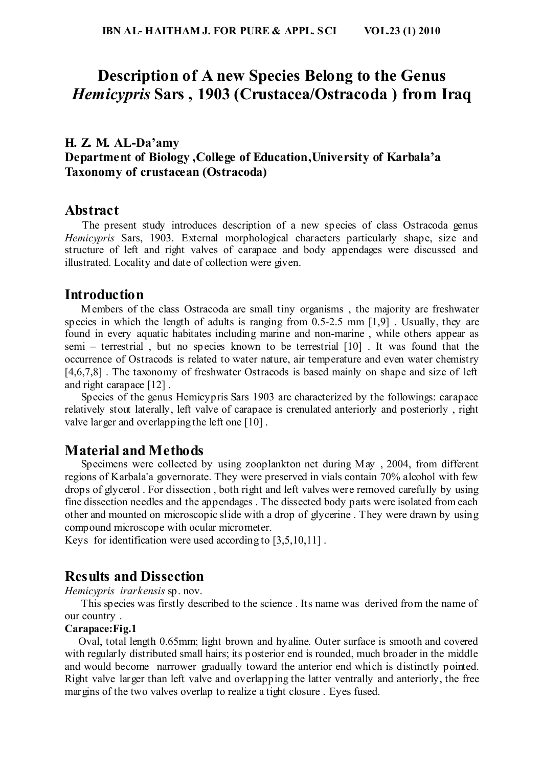# Description of A new Species Belong to the Genus *Hemicypris* Sars , 1903 (Crustacea/Ostracoda ) from Iraq

**H. Z. M. AL-Da'amy**
**Department of Biology ,College of Education,University of Karbala'a**
**Taxonomy of crustacean (Ostracoda)**

## Abstract

The present study introduces description of a new species of class Ostracoda genus *Hemicypris* Sars, 1903. External morphological characters particularly shape, size and structure of left and right valves of carapace and body appendages were discussed and illustrated. Locality and date of collection were given.

## Introduction

Members of the class Ostracoda are small tiny organisms , the majority are freshwater species in which the length of adults is ranging from 0.5-2.5 mm [1,9] . Usually, they are found in every aquatic habitates including marine and non-marine , while others appear as semi – terrestrial , but no species known to be terrestrial [10] . It was found that the occurrence of Ostracods is related to water nature, air temperature and even water chemistry [4,6,7,8] . The taxonomy of freshwater Ostracods is based mainly on shape and size of left and right carapace [12] .

Species of the genus Hemicypris Sars 1903 are characterized by the followings: carapace relatively stout laterally, left valve of carapace is crenulated anteriorly and posteriorly , right valve larger and overlapping the left one [10] .

## Material and Methods

Specimens were collected by using zooplankton net during May , 2004, from different regions of Karbala'a governorate. They were preserved in vials contain 70% alcohol with few drops of glycerol . For dissection , both right and left valves were removed carefully by using fine dissection needles and the appendages . The dissected body parts were isolated from each other and mounted on microscopic slide with a drop of glycerine . They were drawn by using compound microscope with ocular micrometer.
Keys for identification were used according to [3,5,10,11] .

## Results and Dissection

*Hemicypris irarkensis* sp. nov.

This species was firstly described to the science . Its name was derived from the name of our country .

**Carapace:Fig.1**

Oval, total length 0.65mm; light brown and hyaline. Outer surface is smooth and covered with regularly distributed small hairs; its posterior end is rounded, much broader in the middle and would become narrower gradually toward the anterior end which is distinctly pointed. Right valve larger than left valve and overlapping the latter ventrally and anteriorly, the free margins of the two valves overlap to realize a tight closure . Eyes fused.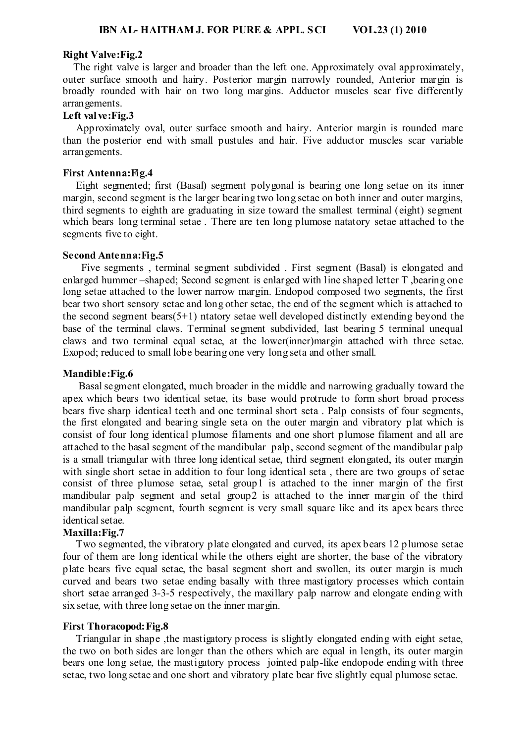**Right Valve:Fig.2**

The right valve is larger and broader than the left one. Approximately oval approximately, outer surface smooth and hairy. Posterior margin narrowly rounded, Anterior margin is broadly rounded with hair on two long margins. Adductor muscles scar five differently arrangements.

**Left valve:Fig.3**

Approximately oval, outer surface smooth and hairy. Anterior margin is rounded mare than the posterior end with small pustules and hair. Five adductor muscles scar variable arrangements.

**First Antenna:Fig.4**

Eight segmented; first (Basal) segment polygonal is bearing one long setae on its inner margin, second segment is the larger bearing two long setae on both inner and outer margins, third segments to eighth are graduating in size toward the smallest terminal (eight) segment which bears long terminal setae . There are ten long plumose natatory setae attached to the segments five to eight.

**Second Antenna:Fig.5**

Five segments , terminal segment subdivided . First segment (Basal) is elongated and enlarged hummer –shaped; Second segment is enlarged with line shaped letter T ,bearing one long setae attached to the lower narrow margin. Endopod composed two segments, the first bear two short sensory setae and long other setae, the end of the segment which is attached to the second segment bears(5+1) ntatory setae well developed distinctly extending beyond the base of the terminal claws. Terminal segment subdivided, last bearing 5 terminal unequal claws and two terminal equal setae, at the lower(inner)margin attached with three setae. Exopod; reduced to small lobe bearing one very long seta and other small.

**Mandible:Fig.6**

Basal segment elongated, much broader in the middle and narrowing gradually toward the apex which bears two identical setae, its base would protrude to form short broad process bears five sharp identical teeth and one terminal short seta . Palp consists of four segments, the first elongated and bearing single seta on the outer margin and vibratory plat which is consist of four long identical plumose filaments and one short plumose filament and all are attached to the basal segment of the mandibular palp, second segment of the mandibular palp is a small triangular with three long identical setae, third segment elongated, its outer margin with single short setae in addition to four long identical seta , there are two groups of setae consist of three plumose setae, setal group1 is attached to the inner margin of the first mandibular palp segment and setal group2 is attached to the inner margin of the third mandibular palp segment, fourth segment is very small square like and its apex bears three identical setae.

**Maxilla:Fig.7**

Two segmented, the vibratory plate elongated and curved, its apex bears 12 plumose setae four of them are long identical while the others eight are shorter, the base of the vibratory plate bears five equal setae, the basal segment short and swollen, its outer margin is much curved and bears two setae ending basally with three mastigatory processes which contain short setae arranged 3-3-5 respectively, the maxillary palp narrow and elongate ending with six setae, with three long setae on the inner margin.

**First Thoracopod:Fig.8**

Triangular in shape ,the mastigatory process is slightly elongated ending with eight setae, the two on both sides are longer than the others which are equal in length, its outer margin bears one long setae, the mastigatory process jointed palp-like endopode ending with three setae, two long setae and one short and vibratory plate bear five slightly equal plumose setae.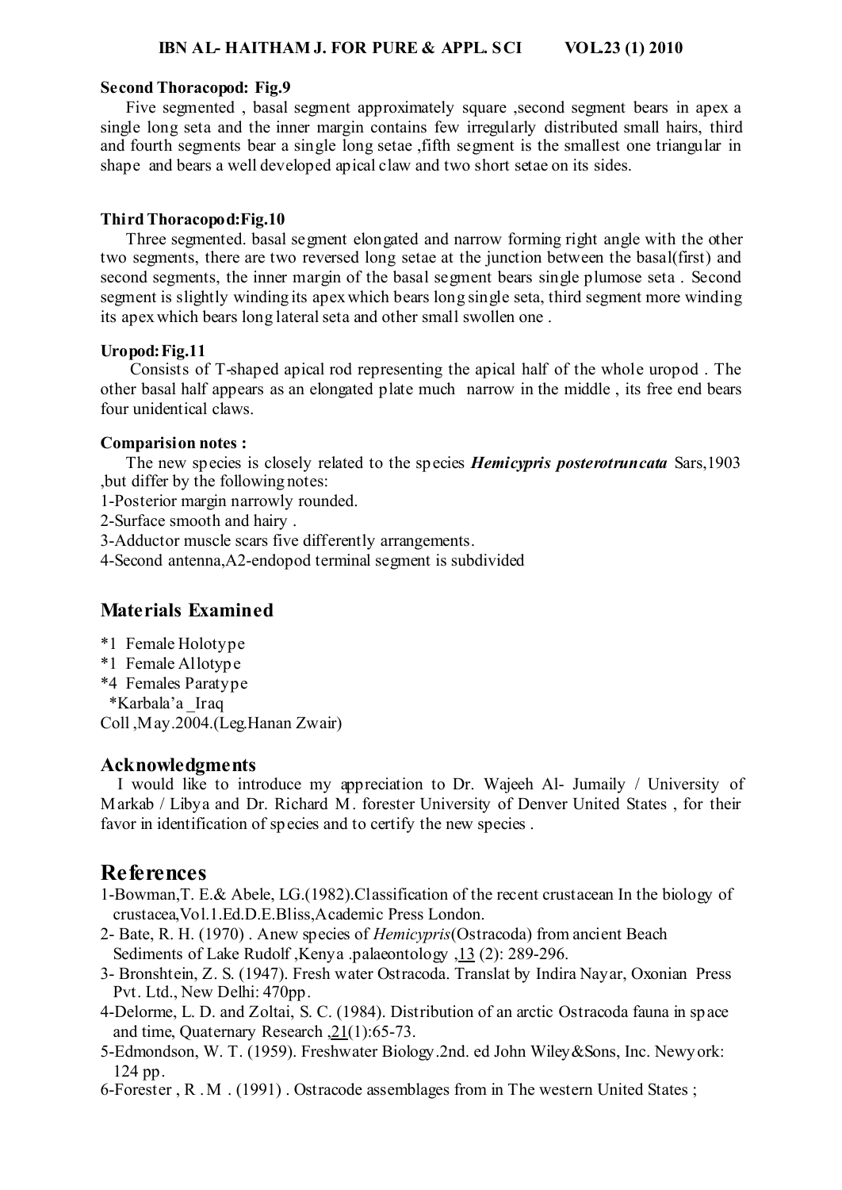**Second Thoracopod: Fig.9**

Five segmented , basal segment approximately square ,second segment bears in apex a single long seta and the inner margin contains few irregularly distributed small hairs, third and fourth segments bear a single long setae ,fifth segment is the smallest one triangular in shape and bears a well developed apical claw and two short setae on its sides.

**Third Thoracopod:Fig.10**

Three segmented. basal segment elongated and narrow forming right angle with the other two segments, there are two reversed long setae at the junction between the basal(first) and second segments, the inner margin of the basal segment bears single plumose seta . Second segment is slightly winding its apex which bears long single seta, third segment more winding its apex which bears long lateral seta and other small swollen one .

**Uropod: Fig.11**

Consists of T-shaped apical rod representing the apical half of the whole uropod . The other basal half appears as an elongated plate much narrow in the middle , its free end bears four unidentical claws.

**Comparision notes :**

The new species is closely related to the species ***Hemicypris posterotruncata*** Sars,1903 ,but differ by the following notes:

1-Posterior margin narrowly rounded.
2-Surface smooth and hairy .
3-Adductor muscle scars five differently arrangements.
4-Second antenna,A2-endopod terminal segment is subdivided

## Materials Examined

*1 Female Holotype
*1 Female Allotype
*4 Females Paratype
*Karbala'a _Iraq
Coll ,May.2004.(Leg.Hanan Zwair)

## Acknowledgments

I would like to introduce my appreciation to Dr. Wajeeh Al- Jumaily / University of Markab / Libya and Dr. Richard M. forester University of Denver United States , for their favor in identification of species and to certify the new species .

# References

1-Bowman,T. E.& Abele, LG.(1982).Classification of the recent crustacean In the biology of crustacea,Vol.1.Ed.D.E.Bliss,Academic Press London.

2- Bate, R. H. (1970) . Anew species of *Hemicypris*(Ostracoda) from ancient Beach Sediments of Lake Rudolf ,Kenya .palaeontology ,13 (2): 289-296.

3- Bronshtein, Z. S. (1947). Fresh water Ostracoda. Translat by Indira Nayar, Oxonian Press Pvt. Ltd., New Delhi: 470pp.

4-Delorme, L. D. and Zoltai, S. C. (1984). Distribution of an arctic Ostracoda fauna in space and time, Quaternary Research ,21(1):65-73.

5-Edmondson, W. T. (1959). Freshwater Biology.2nd. ed John Wiley&Sons, Inc. Newyork: 124 pp.

6-Forester , R .M . (1991) . Ostracode assemblages from in The western United States ;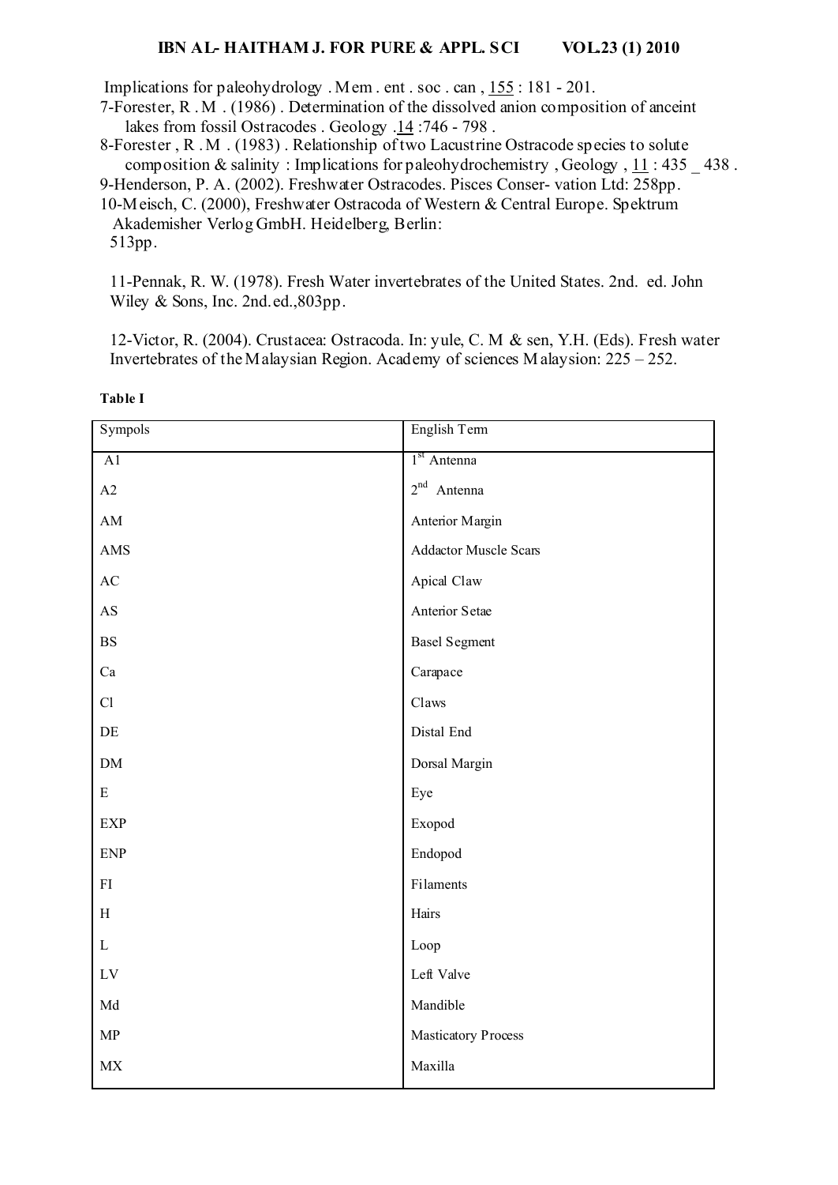Implications for paleohydrology . Mem . ent . soc . can , 155 : 181 - 201.

7-Forester, R .M . (1986) . Determination of the dissolved anion composition of anceint lakes from fossil Ostracodes . Geology .14 :746 - 798 .

8-Forester , R .M . (1983) . Relationship of two Lacustrine Ostracode species to solute composition & salinity : Implications for paleohydrochemistry , Geology , 11 : 435 _ 438 .

9-Henderson, P. A. (2002). Freshwater Ostracodes. Pisces Conser- vation Ltd: 258pp.

10-Meisch, C. (2000), Freshwater Ostracoda of Western & Central Europe. Spektrum Akademisher Verlog GmbH. Heidelberg, Berlin: 513pp.

11-Pennak, R. W. (1978). Fresh Water invertebrates of the United States. 2nd. ed. John Wiley & Sons, Inc. 2nd.ed.,803pp.

12-Victor, R. (2004). Crustacea: Ostracoda. In: yule, C. M & sen, Y.H. (Eds). Fresh water Invertebrates of the Malaysian Region. Academy of sciences Malaysion: 225 – 252.

**Table I**

| Sympols | English Term |
|---|---|
| A1 | 1st Antenna |
| A2 | 2nd Antenna |
| AM | Anterior Margin |
| AMS | Addactor Muscle Scars |
| AC | Apical Claw |
| AS | Anterior Setae |
| BS | Basel Segment |
| Ca | Carapace |
| Cl | Claws |
| DE | Distal End |
| DM | Dorsal Margin |
| E | Eye |
| EXP | Exopod |
| ENP | Endopod |
| FI | Filaments |
| H | Hairs |
| L | Loop |
| LV | Left Valve |
| Md | Mandible |
| MP | Masticatory Process |
| MX | Maxilla |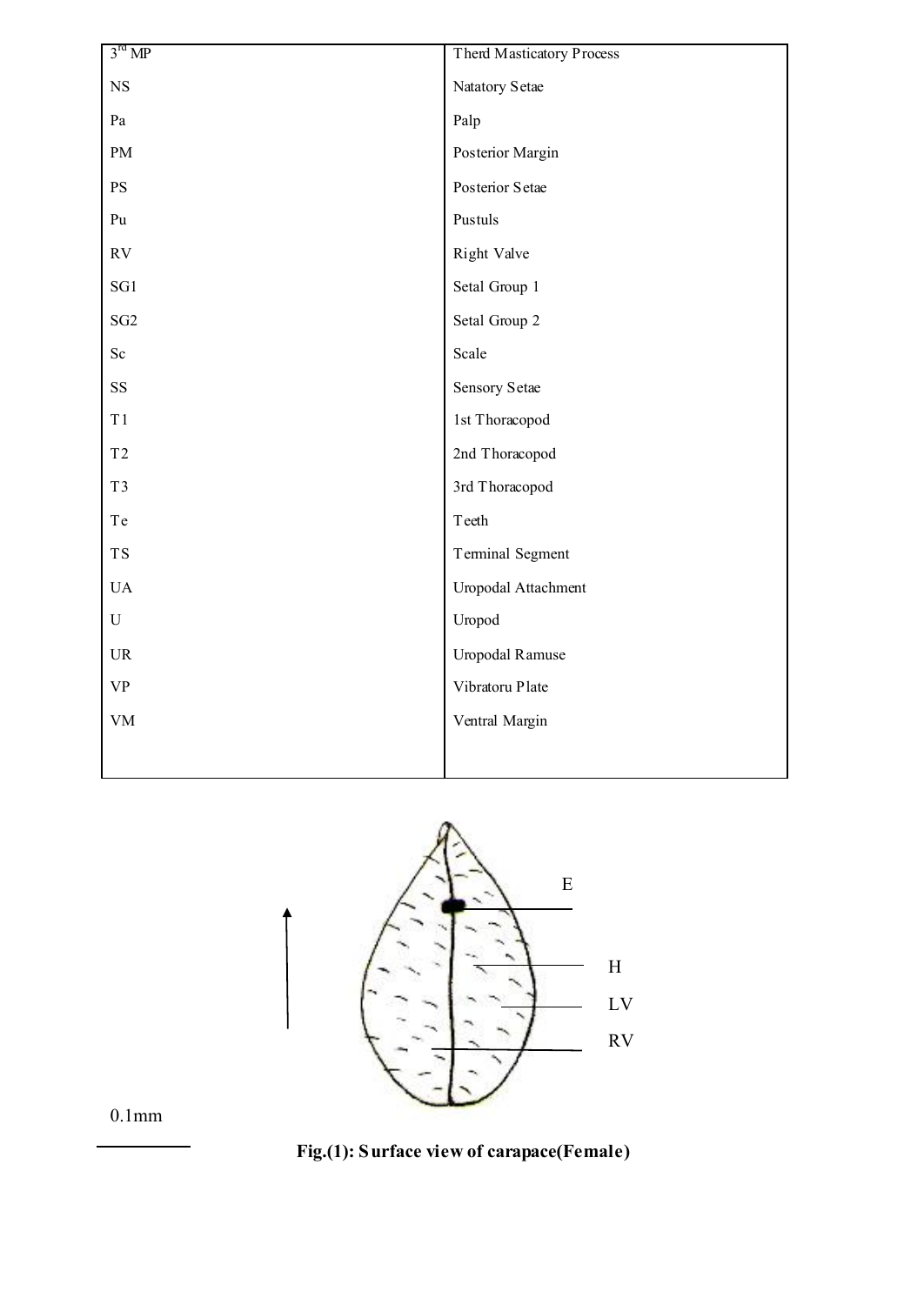| | |
|---|---|
| 3rd MP | Therd Masticatory Process |
| NS | Natatory Setae |
| Pa | Palp |
| PM | Posterior Margin |
| PS | Posterior Setae |
| Pu | Pustuls |
| RV | Right Valve |
| SG1 | Setal Group 1 |
| SG2 | Setal Group 2 |
| Sc | Scale |
| SS | Sensory Setae |
| T1 | 1st Thoracopod |
| T2 | 2nd Thoracopod |
| T3 | 3rd Thoracopod |
| Te | Teeth |
| TS | Terminal Segment |
| UA | Uropodal Attachment |
| U | Uropod |
| UR | Uropodal Ramuse |
| VP | Vibratoru Plate |
| VM | Ventral Margin |
| | |

E

H

LV

RV

0.1mm

**Fig.(1): Surface view of carapace(Female)**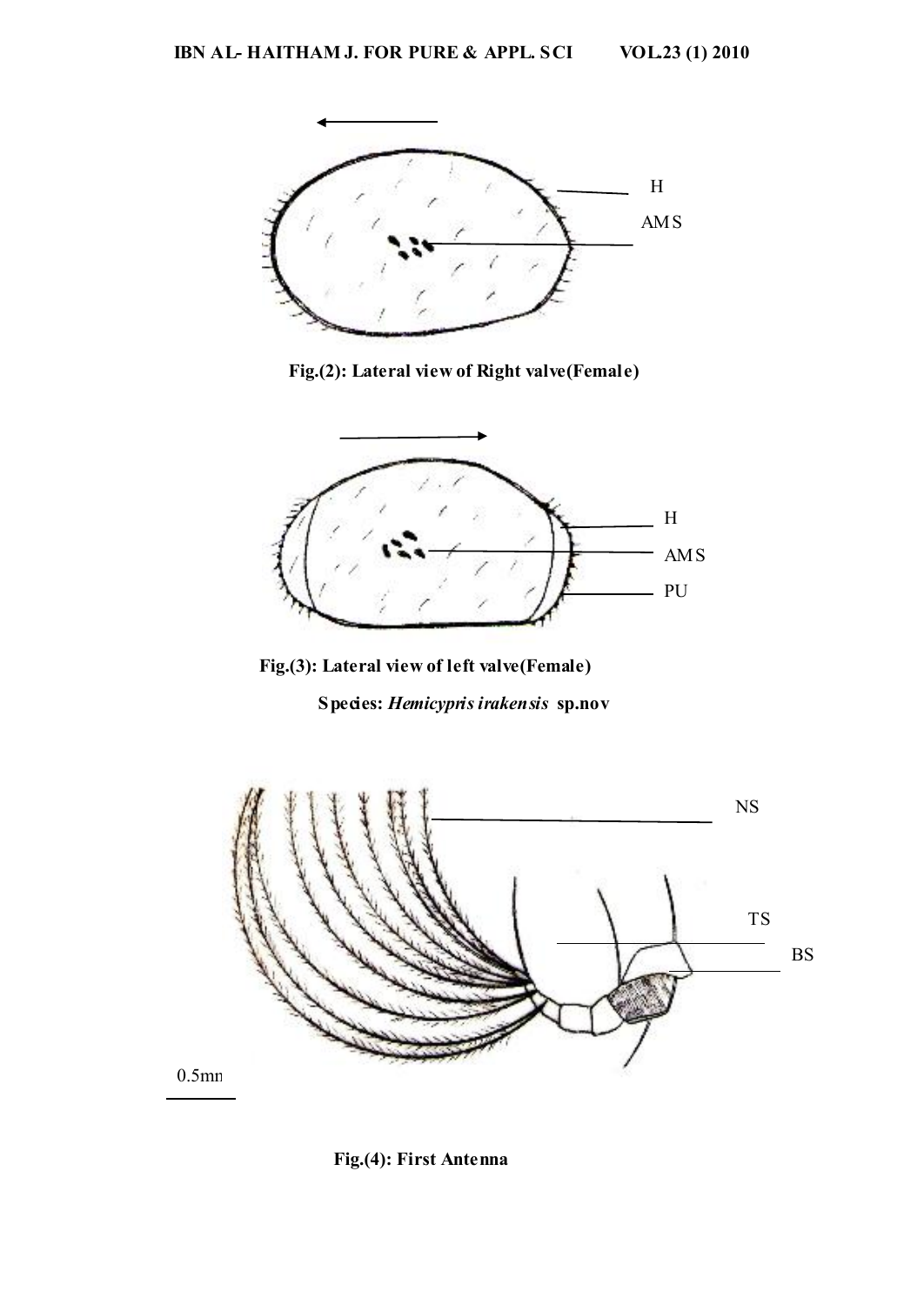Fig.(2): Lateral view of Right valve(Female)

Fig.(3): Lateral view of left valve(Female)

Species: *Hemicypris irakensis* sp.nov

Fig.(4): First Antenna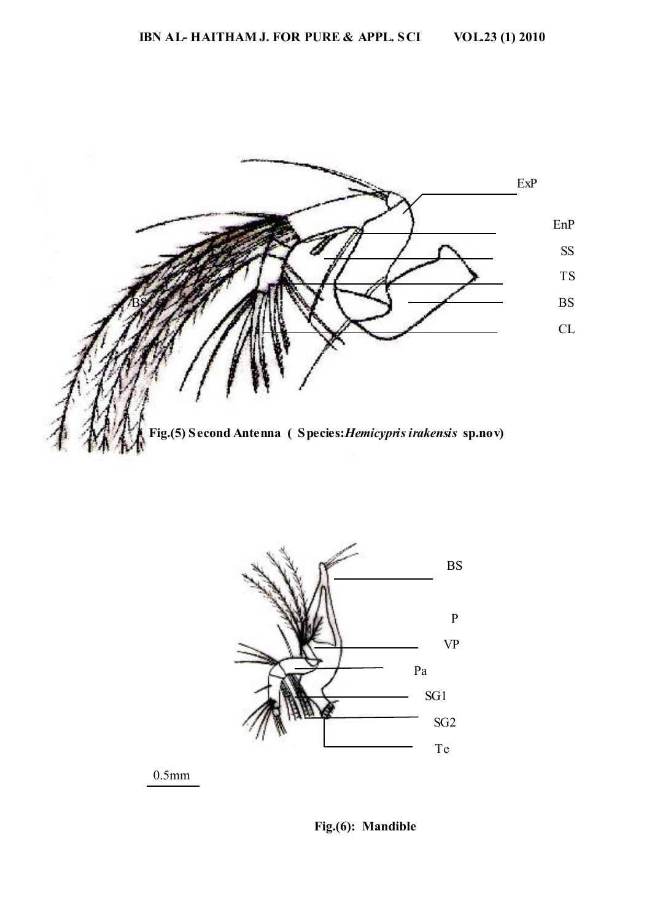ExP

EnP

SS

TS

BS

CL

BS

**Fig.(5) Second Antenna ( Species:*Hemicypris irakensis* sp.nov)**

BS

P

VP

Pa

SG1

SG2

Te

0.5mm

**Fig.(6): Mandible**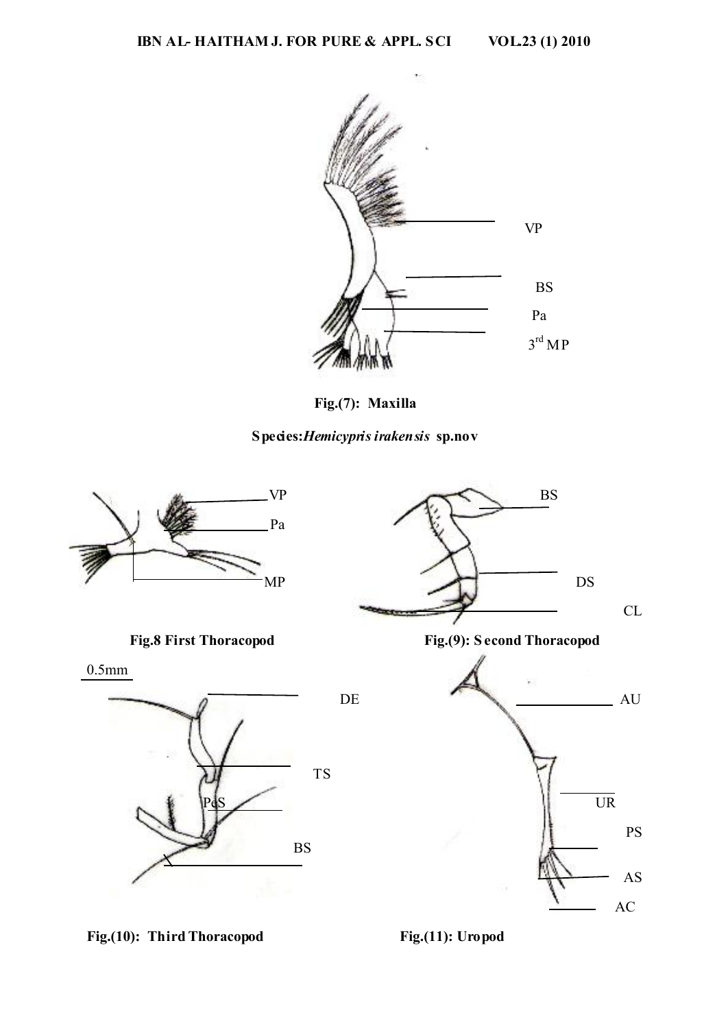**Fig.(7): Maxilla**

**Species:*Hemicypris irakensis* sp.nov**

**Fig.8 First Thoracopod**

**Fig.(9): Second Thoracopod**

**Fig.(10): Third Thoracopod**

**Fig.(11): Uropod**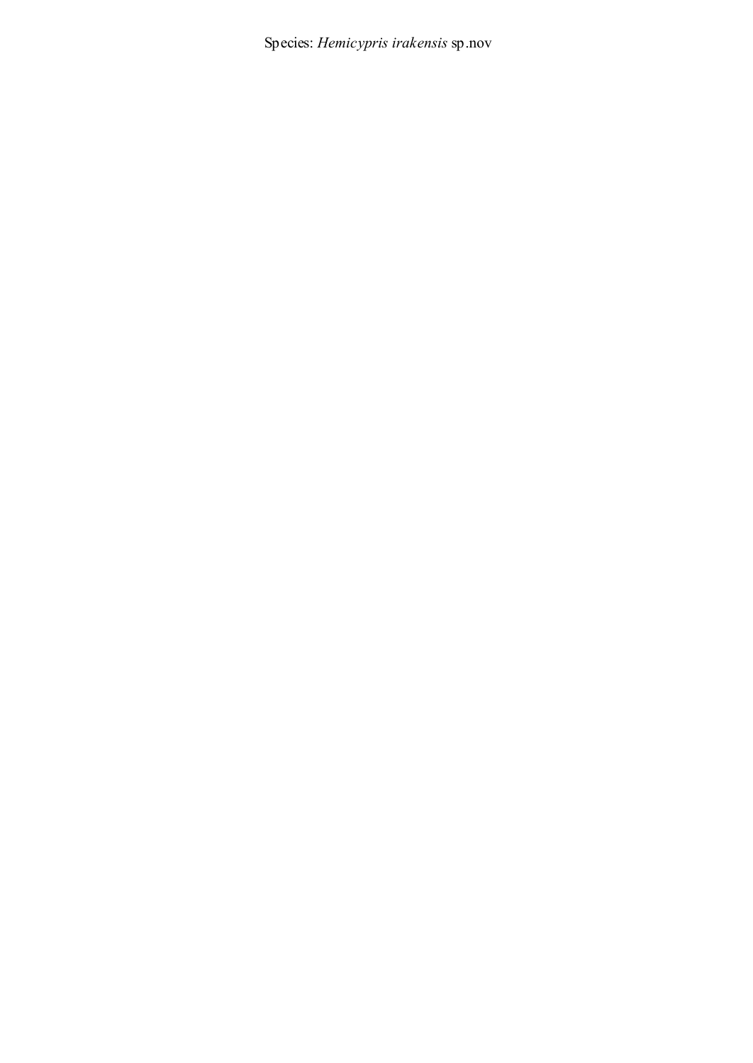Species: *Hemicypris irakensis* sp.nov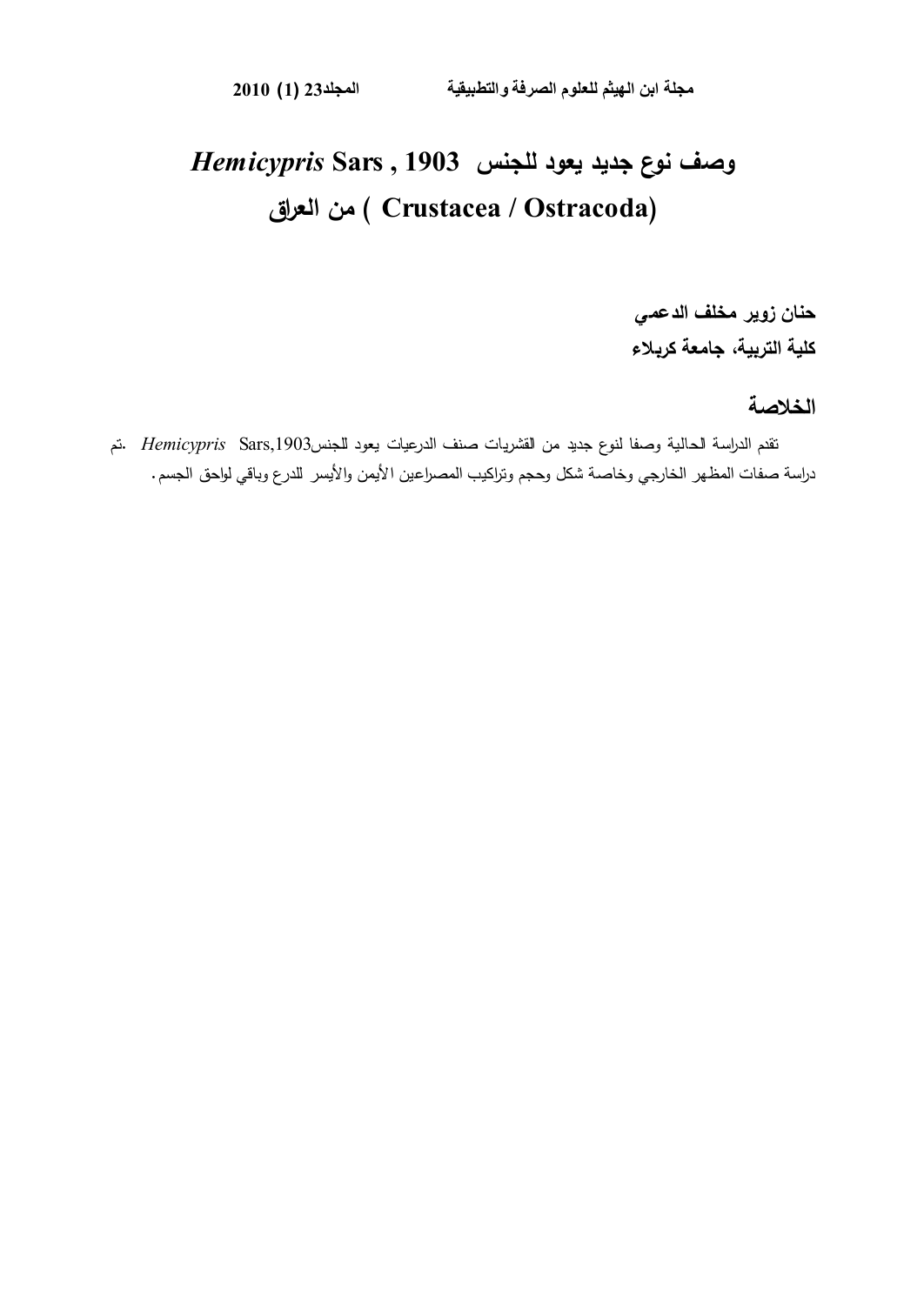# وصف نوع جديد يعود للجنس *Hemicypris* Sars , 1903 من العراق ( Crustacea / Ostracoda)

**حنان زوير مخلف الدعمي**

**كلية التربية، جامعة كربلاء**

## الخلاصة

تقدم الدراسة الحالية وصفا لنوع جديد من القشريات صنف الدرعيات يعود للجنس*Hemicypris* Sars,1903 .تم دراسة صفات المظهر الخارجي وخاصة شكل وحجم وتراكيب المصراعين الأيمن والأيسر للدرع وباقي لواحق الجسم.